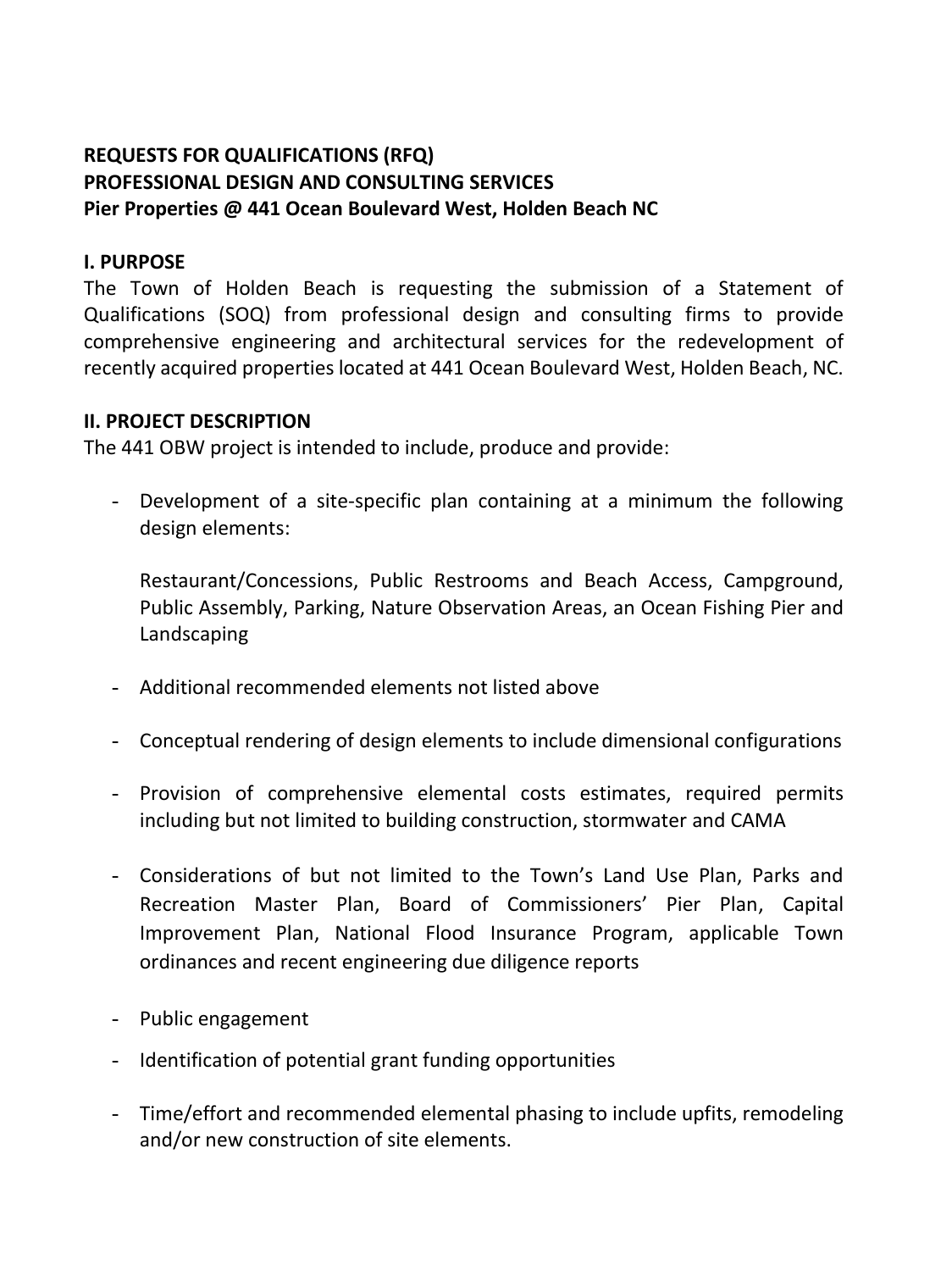**REQUESTS FOR QUALIFICATIONS (RFQ)**
**PROFESSIONAL DESIGN AND CONSULTING SERVICES**
**Pier Properties @ 441 Ocean Boulevard West, Holden Beach NC**

## I. PURPOSE

The Town of Holden Beach is requesting the submission of a Statement of Qualifications (SOQ) from professional design and consulting firms to provide comprehensive engineering and architectural services for the redevelopment of recently acquired properties located at 441 Ocean Boulevard West, Holden Beach, NC.

## II. PROJECT DESCRIPTION

The 441 OBW project is intended to include, produce and provide:

- Development of a site-specific plan containing at a minimum the following design elements:

  Restaurant/Concessions, Public Restrooms and Beach Access, Campground, Public Assembly, Parking, Nature Observation Areas, an Ocean Fishing Pier and Landscaping

- Additional recommended elements not listed above

- Conceptual rendering of design elements to include dimensional configurations

- Provision of comprehensive elemental costs estimates, required permits including but not limited to building construction, stormwater and CAMA

- Considerations of but not limited to the Town's Land Use Plan, Parks and Recreation Master Plan, Board of Commissioners' Pier Plan, Capital Improvement Plan, National Flood Insurance Program, applicable Town ordinances and recent engineering due diligence reports

- Public engagement
- Identification of potential grant funding opportunities

- Time/effort and recommended elemental phasing to include upfits, remodeling and/or new construction of site elements.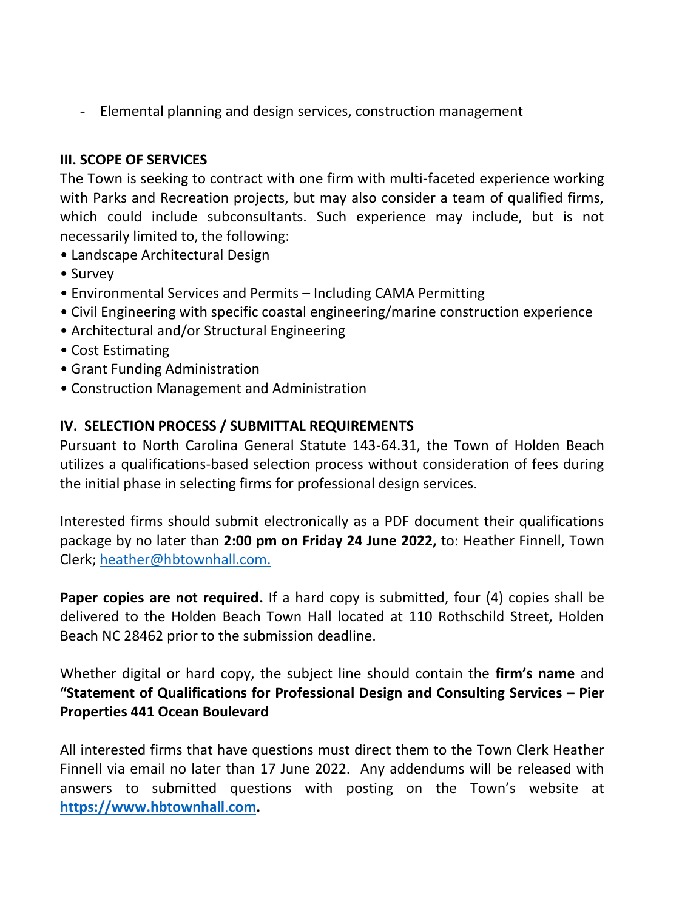- Elemental planning and design services, construction management

### III. SCOPE OF SERVICES

The Town is seeking to contract with one firm with multi-faceted experience working with Parks and Recreation projects, but may also consider a team of qualified firms, which could include subconsultants. Such experience may include, but is not necessarily limited to, the following:

• Landscape Architectural Design
• Survey
• Environmental Services and Permits – Including CAMA Permitting
• Civil Engineering with specific coastal engineering/marine construction experience
• Architectural and/or Structural Engineering
• Cost Estimating
• Grant Funding Administration
• Construction Management and Administration

### IV. SELECTION PROCESS / SUBMITTAL REQUIREMENTS

Pursuant to North Carolina General Statute 143-64.31, the Town of Holden Beach utilizes a qualifications-based selection process without consideration of fees during the initial phase in selecting firms for professional design services.

Interested firms should submit electronically as a PDF document their qualifications package by no later than **2:00 pm on Friday 24 June 2022,** to: Heather Finnell, Town Clerk; heather@hbtownhall.com.

**Paper copies are not required.** If a hard copy is submitted, four (4) copies shall be delivered to the Holden Beach Town Hall located at 110 Rothschild Street, Holden Beach NC 28462 prior to the submission deadline.

Whether digital or hard copy, the subject line should contain the **firm's name** and **"Statement of Qualifications for Professional Design and Consulting Services – Pier Properties 441 Ocean Boulevard**

All interested firms that have questions must direct them to the Town Clerk Heather Finnell via email no later than 17 June 2022. Any addendums will be released with answers to submitted questions with posting on the Town's website at **https://www.hbtownhall.com.**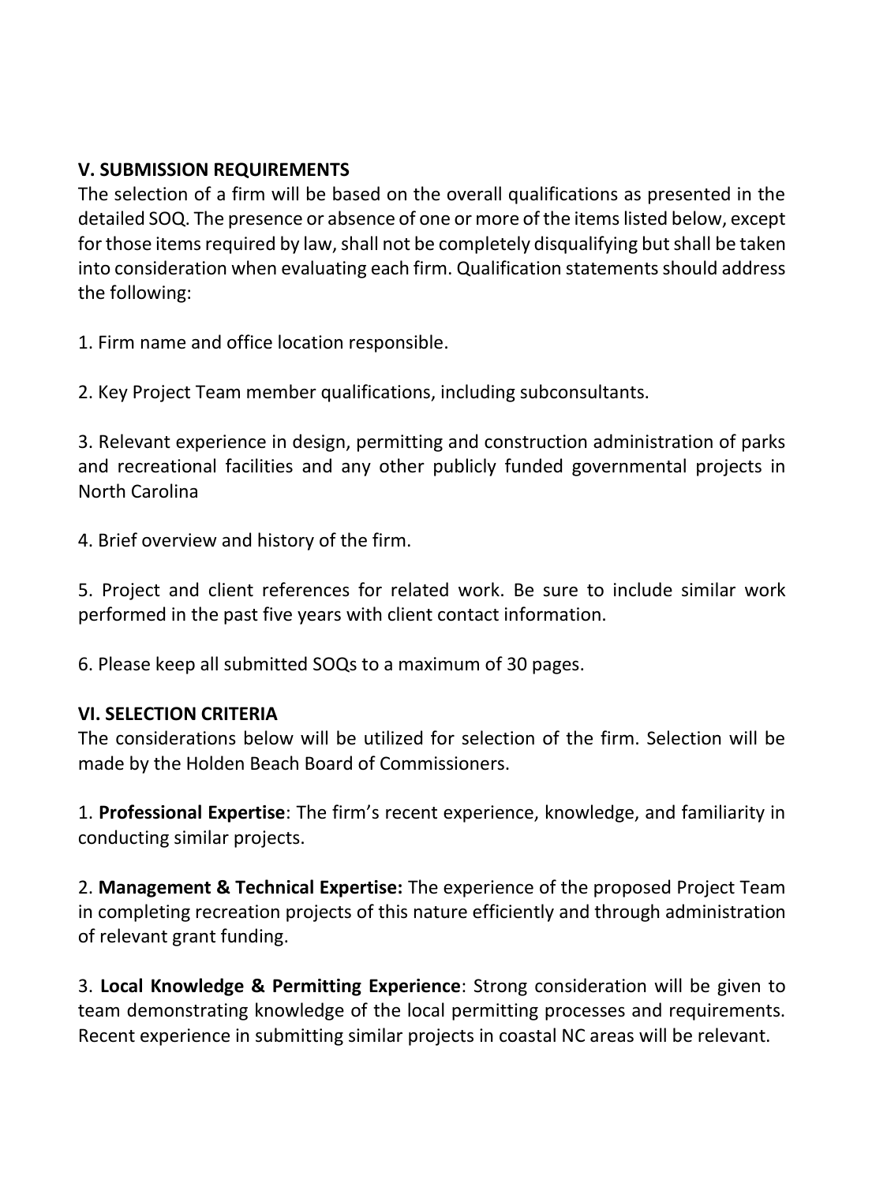## V. SUBMISSION REQUIREMENTS

The selection of a firm will be based on the overall qualifications as presented in the detailed SOQ. The presence or absence of one or more of the items listed below, except for those items required by law, shall not be completely disqualifying but shall be taken into consideration when evaluating each firm. Qualification statements should address the following:

1. Firm name and office location responsible.

2. Key Project Team member qualifications, including subconsultants.

3. Relevant experience in design, permitting and construction administration of parks and recreational facilities and any other publicly funded governmental projects in North Carolina

4. Brief overview and history of the firm.

5. Project and client references for related work. Be sure to include similar work performed in the past five years with client contact information.

6. Please keep all submitted SOQs to a maximum of 30 pages.

## VI. SELECTION CRITERIA

The considerations below will be utilized for selection of the firm. Selection will be made by the Holden Beach Board of Commissioners.

1. **Professional Expertise**: The firm's recent experience, knowledge, and familiarity in conducting similar projects.

2. **Management & Technical Expertise:** The experience of the proposed Project Team in completing recreation projects of this nature efficiently and through administration of relevant grant funding.

3. **Local Knowledge & Permitting Experience**: Strong consideration will be given to team demonstrating knowledge of the local permitting processes and requirements. Recent experience in submitting similar projects in coastal NC areas will be relevant.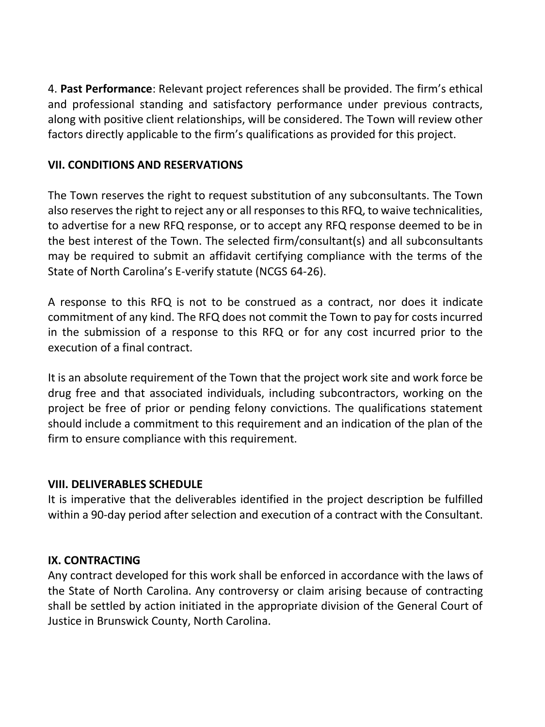4. **Past Performance**: Relevant project references shall be provided. The firm's ethical and professional standing and satisfactory performance under previous contracts, along with positive client relationships, will be considered. The Town will review other factors directly applicable to the firm's qualifications as provided for this project.

## VII. CONDITIONS AND RESERVATIONS

The Town reserves the right to request substitution of any subconsultants. The Town also reserves the right to reject any or all responses to this RFQ, to waive technicalities, to advertise for a new RFQ response, or to accept any RFQ response deemed to be in the best interest of the Town. The selected firm/consultant(s) and all subconsultants may be required to submit an affidavit certifying compliance with the terms of the State of North Carolina's E-verify statute (NCGS 64-26).

A response to this RFQ is not to be construed as a contract, nor does it indicate commitment of any kind. The RFQ does not commit the Town to pay for costs incurred in the submission of a response to this RFQ or for any cost incurred prior to the execution of a final contract.

It is an absolute requirement of the Town that the project work site and work force be drug free and that associated individuals, including subcontractors, working on the project be free of prior or pending felony convictions. The qualifications statement should include a commitment to this requirement and an indication of the plan of the firm to ensure compliance with this requirement.

## VIII. DELIVERABLES SCHEDULE

It is imperative that the deliverables identified in the project description be fulfilled within a 90-day period after selection and execution of a contract with the Consultant.

## IX. CONTRACTING

Any contract developed for this work shall be enforced in accordance with the laws of the State of North Carolina. Any controversy or claim arising because of contracting shall be settled by action initiated in the appropriate division of the General Court of Justice in Brunswick County, North Carolina.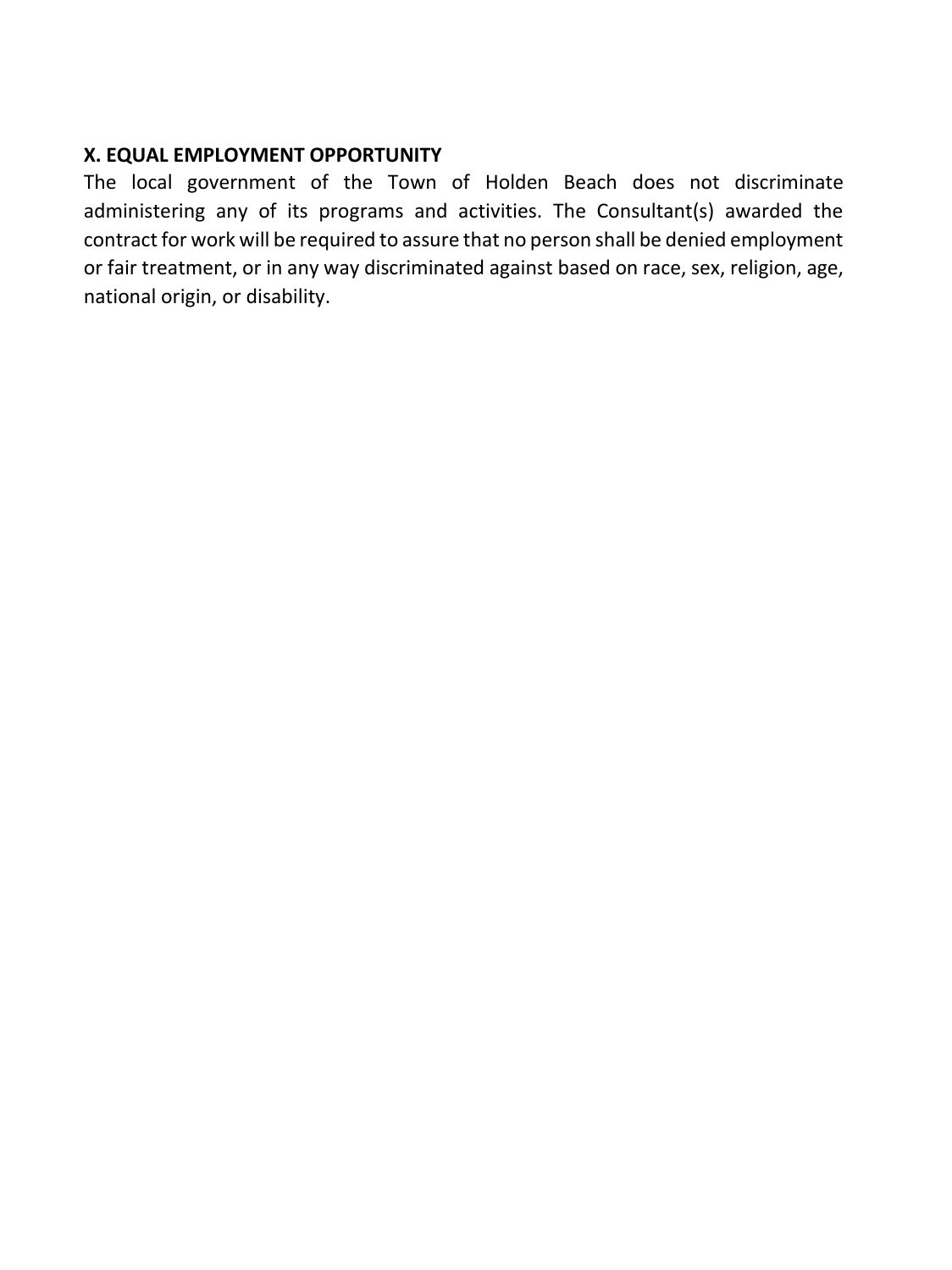## X. EQUAL EMPLOYMENT OPPORTUNITY

The local government of the Town of Holden Beach does not discriminate administering any of its programs and activities. The Consultant(s) awarded the contract for work will be required to assure that no person shall be denied employment or fair treatment, or in any way discriminated against based on race, sex, religion, age, national origin, or disability.